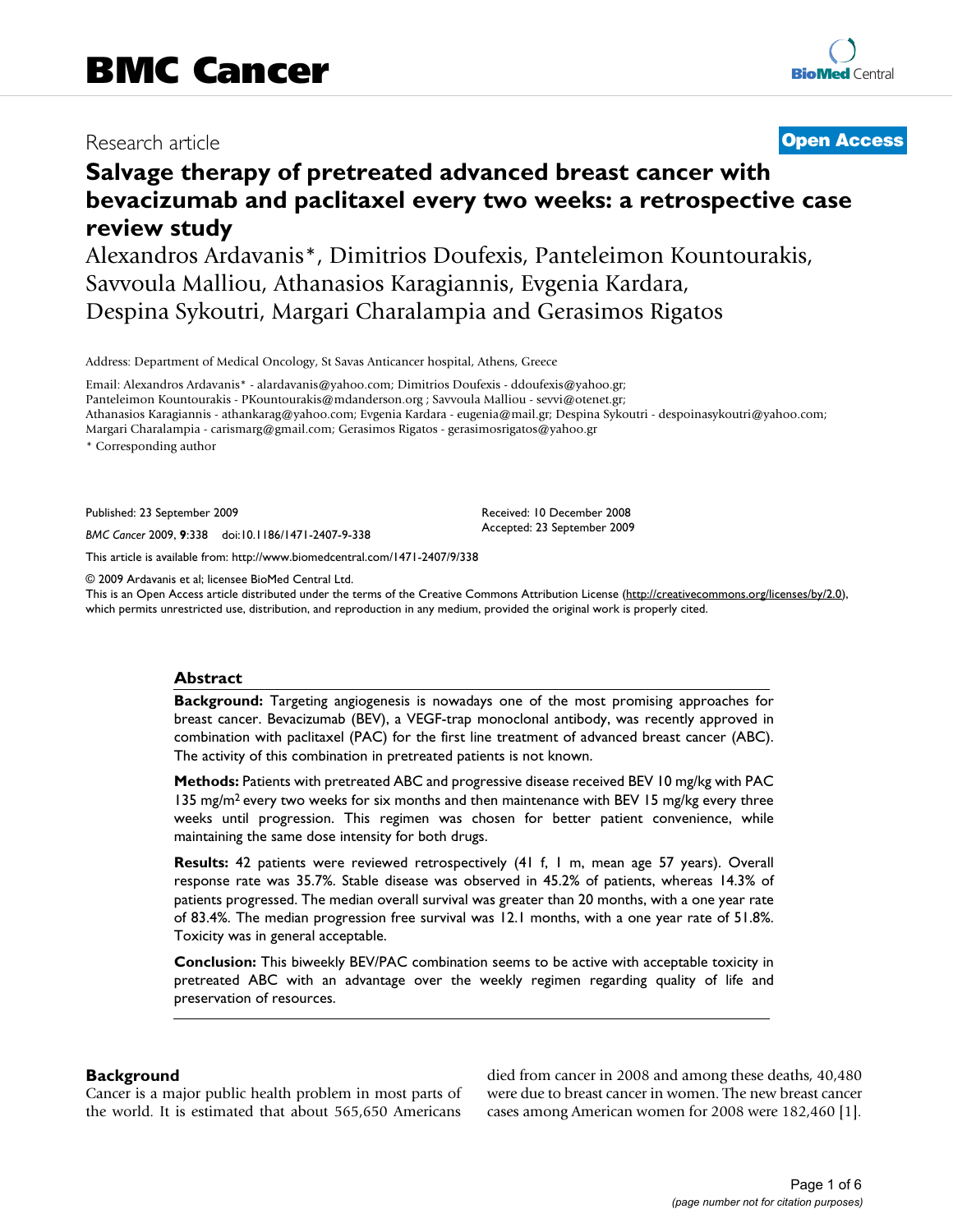Research article

**Open Access**

# Salvage therapy of pretreated advanced breast cancer with bevacizumab and paclitaxel every two weeks: a retrospective case review study

Alexandros Ardavanis*, Dimitrios Doufexis, Panteleimon Kountourakis, Savvoula Malliou, Athanasios Karagiannis, Evgenia Kardara, Despina Sykoutri, Margari Charalampia and Gerasimos Rigatos

Address: Department of Medical Oncology, St Savas Anticancer hospital, Athens, Greece

Email: Alexandros Ardavanis* - alardavanis@yahoo.com; Dimitrios Doufexis - ddoufexis@yahoo.gr; Panteleimon Kountourakis - PKountourakis@mdanderson.org ; Savvoula Malliou - sevvi@otenet.gr; Athanasios Karagiannis - athankarag@yahoo.com; Evgenia Kardara - eugenia@mail.gr; Despina Sykoutri - despoinasykoutri@yahoo.com; Margari Charalampia - carismarg@gmail.com; Gerasimos Rigatos - gerasimosrigatos@yahoo.gr

* Corresponding author

Published: 23 September 2009

*BMC Cancer* 2009, **9**:338 doi:10.1186/1471-2407-9-338

Received: 10 December 2008
Accepted: 23 September 2009

This article is available from: http://www.biomedcentral.com/1471-2407/9/338

© 2009 Ardavanis et al; licensee BioMed Central Ltd.
This is an Open Access article distributed under the terms of the Creative Commons Attribution License (http://creativecommons.org/licenses/by/2.0), which permits unrestricted use, distribution, and reproduction in any medium, provided the original work is properly cited.

## Abstract

**Background:** Targeting angiogenesis is nowadays one of the most promising approaches for breast cancer. Bevacizumab (BEV), a VEGF-trap monoclonal antibody, was recently approved in combination with paclitaxel (PAC) for the first line treatment of advanced breast cancer (ABC). The activity of this combination in pretreated patients is not known.

**Methods:** Patients with pretreated ABC and progressive disease received BEV 10 mg/kg with PAC 135 mg/m$^2$ every two weeks for six months and then maintenance with BEV 15 mg/kg every three weeks until progression. This regimen was chosen for better patient convenience, while maintaining the same dose intensity for both drugs.

**Results:** 42 patients were reviewed retrospectively (41 f, 1 m, mean age 57 years). Overall response rate was 35.7%. Stable disease was observed in 45.2% of patients, whereas 14.3% of patients progressed. The median overall survival was greater than 20 months, with a one year rate of 83.4%. The median progression free survival was 12.1 months, with a one year rate of 51.8%. Toxicity was in general acceptable.

**Conclusion:** This biweekly BEV/PAC combination seems to be active with acceptable toxicity in pretreated ABC with an advantage over the weekly regimen regarding quality of life and preservation of resources.

## Background

Cancer is a major public health problem in most parts of the world. It is estimated that about 565,650 Americans died from cancer in 2008 and among these deaths, 40,480 were due to breast cancer in women. The new breast cancer cases among American women for 2008 were 182,460 [1].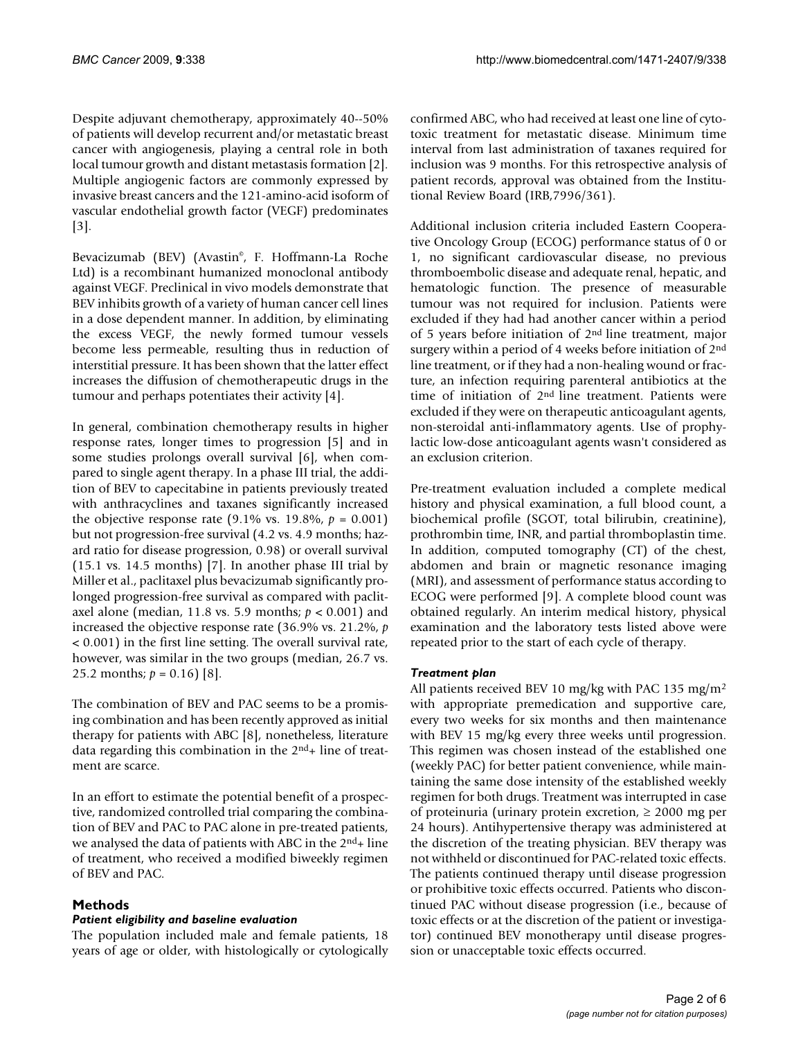Despite adjuvant chemotherapy, approximately 40--50% of patients will develop recurrent and/or metastatic breast cancer with angiogenesis, playing a central role in both local tumour growth and distant metastasis formation [2]. Multiple angiogenic factors are commonly expressed by invasive breast cancers and the 121-amino-acid isoform of vascular endothelial growth factor (VEGF) predominates [3].

Bevacizumab (BEV) (Avastin®, F. Hoffmann-La Roche Ltd) is a recombinant humanized monoclonal antibody against VEGF. Preclinical in vivo models demonstrate that BEV inhibits growth of a variety of human cancer cell lines in a dose dependent manner. In addition, by eliminating the excess VEGF, the newly formed tumour vessels become less permeable, resulting thus in reduction of interstitial pressure. It has been shown that the latter effect increases the diffusion of chemotherapeutic drugs in the tumour and perhaps potentiates their activity [4].

In general, combination chemotherapy results in higher response rates, longer times to progression [5] and in some studies prolongs overall survival [6], when compared to single agent therapy. In a phase III trial, the addition of BEV to capecitabine in patients previously treated with anthracyclines and taxanes significantly increased the objective response rate (9.1% vs. 19.8%, $p = 0.001$) but not progression-free survival (4.2 vs. 4.9 months; hazard ratio for disease progression, 0.98) or overall survival (15.1 vs. 14.5 months) [7]. In another phase III trial by Miller et al., paclitaxel plus bevacizumab significantly prolonged progression-free survival as compared with paclitaxel alone (median, 11.8 vs. 5.9 months; $p < 0.001$) and increased the objective response rate (36.9% vs. 21.2%, $p < 0.001$) in the first line setting. The overall survival rate, however, was similar in the two groups (median, 26.7 vs. 25.2 months; $p = 0.16$) [8].

The combination of BEV and PAC seems to be a promising combination and has been recently approved as initial therapy for patients with ABC [8], nonetheless, literature data regarding this combination in the 2nd+ line of treatment are scarce.

In an effort to estimate the potential benefit of a prospective, randomized controlled trial comparing the combination of BEV and PAC to PAC alone in pre-treated patients, we analysed the data of patients with ABC in the 2nd+ line of treatment, who received a modified biweekly regimen of BEV and PAC.

## Methods

### *Patient eligibility and baseline evaluation*

The population included male and female patients, 18 years of age or older, with histologically or cytologically confirmed ABC, who had received at least one line of cytotoxic treatment for metastatic disease. Minimum time interval from last administration of taxanes required for inclusion was 9 months. For this retrospective analysis of patient records, approval was obtained from the Institutional Review Board (IRB,7996/361).

Additional inclusion criteria included Eastern Cooperative Oncology Group (ECOG) performance status of 0 or 1, no significant cardiovascular disease, no previous thromboembolic disease and adequate renal, hepatic, and hematologic function. The presence of measurable tumour was not required for inclusion. Patients were excluded if they had had another cancer within a period of 5 years before initiation of 2nd line treatment, major surgery within a period of 4 weeks before initiation of 2nd line treatment, or if they had a non-healing wound or fracture, an infection requiring parenteral antibiotics at the time of initiation of 2nd line treatment. Patients were excluded if they were on therapeutic anticoagulant agents, non-steroidal anti-inflammatory agents. Use of prophylactic low-dose anticoagulant agents wasn't considered as an exclusion criterion.

Pre-treatment evaluation included a complete medical history and physical examination, a full blood count, a biochemical profile (SGOT, total bilirubin, creatinine), prothrombin time, INR, and partial thromboplastin time. In addition, computed tomography (CT) of the chest, abdomen and brain or magnetic resonance imaging (MRI), and assessment of performance status according to ECOG were performed [9]. A complete blood count was obtained regularly. An interim medical history, physical examination and the laboratory tests listed above were repeated prior to the start of each cycle of therapy.

### *Treatment plan*

All patients received BEV 10 mg/kg with PAC 135 mg/m$^2$ with appropriate premedication and supportive care, every two weeks for six months and then maintenance with BEV 15 mg/kg every three weeks until progression. This regimen was chosen instead of the established one (weekly PAC) for better patient convenience, while maintaining the same dose intensity of the established weekly regimen for both drugs. Treatment was interrupted in case of proteinuria (urinary protein excretion, ≥ 2000 mg per 24 hours). Antihypertensive therapy was administered at the discretion of the treating physician. BEV therapy was not withheld or discontinued for PAC-related toxic effects. The patients continued therapy until disease progression or prohibitive toxic effects occurred. Patients who discontinued PAC without disease progression (i.e., because of toxic effects or at the discretion of the patient or investigator) continued BEV monotherapy until disease progression or unacceptable toxic effects occurred.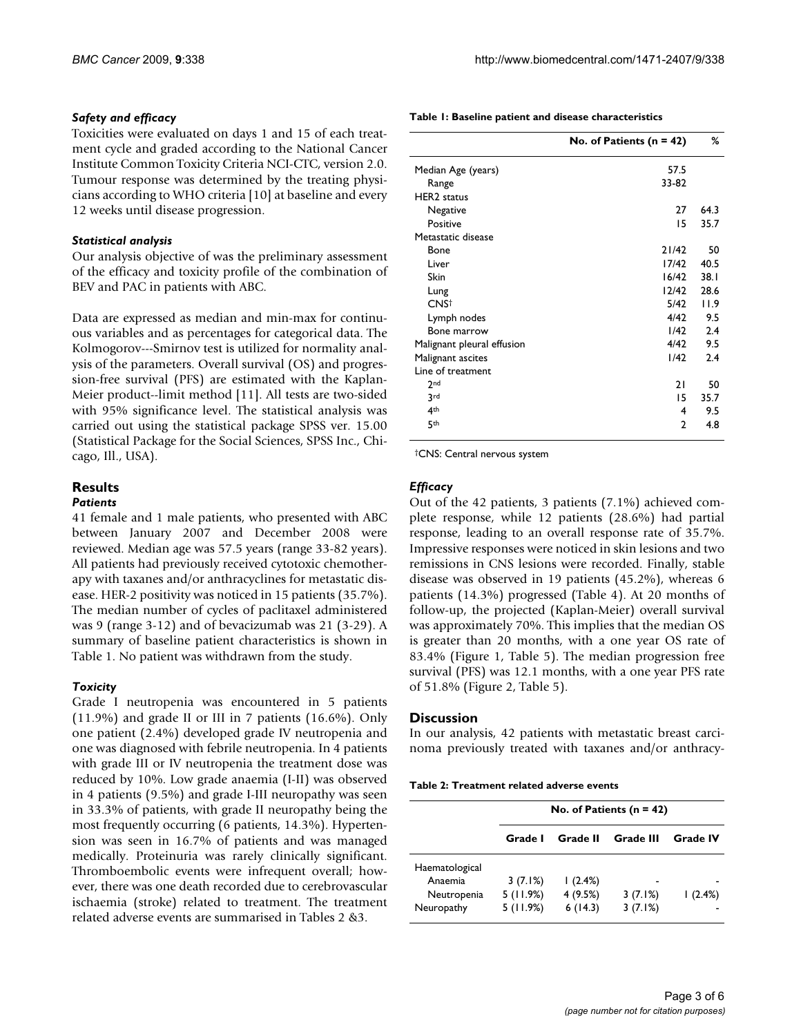### *Safety and efficacy*

Toxicities were evaluated on days 1 and 15 of each treatment cycle and graded according to the National Cancer Institute Common Toxicity Criteria NCI-CTC, version 2.0. Tumour response was determined by the treating physicians according to WHO criteria [10] at baseline and every 12 weeks until disease progression.

### *Statistical analysis*

Our analysis objective of was the preliminary assessment of the efficacy and toxicity profile of the combination of BEV and PAC in patients with ABC.

Data are expressed as median and min-max for continuous variables and as percentages for categorical data. The Kolmogorov---Smirnov test is utilized for normality analysis of the parameters. Overall survival (OS) and progression-free survival (PFS) are estimated with the Kaplan-Meier product--limit method [11]. All tests are two-sided with 95% significance level. The statistical analysis was carried out using the statistical package SPSS ver. 15.00 (Statistical Package for the Social Sciences, SPSS Inc., Chicago, Ill., USA).

## Results

### *Patients*

41 female and 1 male patients, who presented with ABC between January 2007 and December 2008 were reviewed. Median age was 57.5 years (range 33-82 years). All patients had previously received cytotoxic chemotherapy with taxanes and/or anthracyclines for metastatic disease. HER-2 positivity was noticed in 15 patients (35.7%). The median number of cycles of paclitaxel administered was 9 (range 3-12) and of bevacizumab was 21 (3-29). A summary of baseline patient characteristics is shown in Table 1. No patient was withdrawn from the study.

### *Toxicity*

Grade I neutropenia was encountered in 5 patients (11.9%) and grade II or III in 7 patients (16.6%). Only one patient (2.4%) developed grade IV neutropenia and one was diagnosed with febrile neutropenia. In 4 patients with grade III or IV neutropenia the treatment dose was reduced by 10%. Low grade anaemia (I-II) was observed in 4 patients (9.5%) and grade I-III neuropathy was seen in 33.3% of patients, with grade II neuropathy being the most frequently occurring (6 patients, 14.3%). Hypertension was seen in 16.7% of patients and was managed medically. Proteinuria was rarely clinically significant. Thromboembolic events were infrequent overall; however, there was one death recorded due to cerebrovascular ischaemia (stroke) related to treatment. The treatment related adverse events are summarised in Tables 2 &3.

**Table 1: Baseline patient and disease characteristics**

| | No. of Patients (n = 42) | % |
|---|---|---|
| Median Age (years) | 57.5 | |
| Range | 33-82 | |
| HER2 status | | |
| Negative | 27 | 64.3 |
| Positive | 15 | 35.7 |
| Metastatic disease | | |
| Bone | 21/42 | 50 |
| Liver | 17/42 | 40.5 |
| Skin | 16/42 | 38.1 |
| Lung | 12/42 | 28.6 |
| CNS† | 5/42 | 11.9 |
| Lymph nodes | 4/42 | 9.5 |
| Bone marrow | 1/42 | 2.4 |
| Malignant pleural effusion | 4/42 | 9.5 |
| Malignant ascites | 1/42 | 2.4 |
| Line of treatment | | |
| 2nd | 21 | 50 |
| 3rd | 15 | 35.7 |
| 4th | 4 | 9.5 |
| 5th | 2 | 4.8 |

†CNS: Central nervous system

### *Efficacy*

Out of the 42 patients, 3 patients (7.1%) achieved complete response, while 12 patients (28.6%) had partial response, leading to an overall response rate of 35.7%. Impressive responses were noticed in skin lesions and two remissions in CNS lesions were recorded. Finally, stable disease was observed in 19 patients (45.2%), whereas 6 patients (14.3%) progressed (Table 4). At 20 months of follow-up, the projected (Kaplan-Meier) overall survival was approximately 70%. This implies that the median OS is greater than 20 months, with a one year OS rate of 83.4% (Figure 1, Table 5). The median progression free survival (PFS) was 12.1 months, with a one year PFS rate of 51.8% (Figure 2, Table 5).

## Discussion

In our analysis, 42 patients with metastatic breast carcinoma previously treated with taxanes and/or anthracy-

**Table 2: Treatment related adverse events**

| | No. of Patients (n = 42) | | | |
|---|---|---|---|---|
| | Grade I | Grade II | Grade III | Grade IV |
| Haematological | | | | |
| Anaemia | 3 (7.1%) | 1 (2.4%) | - | - |
| Neutropenia | 5 (11.9%) | 4 (9.5%) | 3 (7.1%) | 1 (2.4%) |
| Neuropathy | 5 (11.9%) | 6 (14.3) | 3 (7.1%) | - |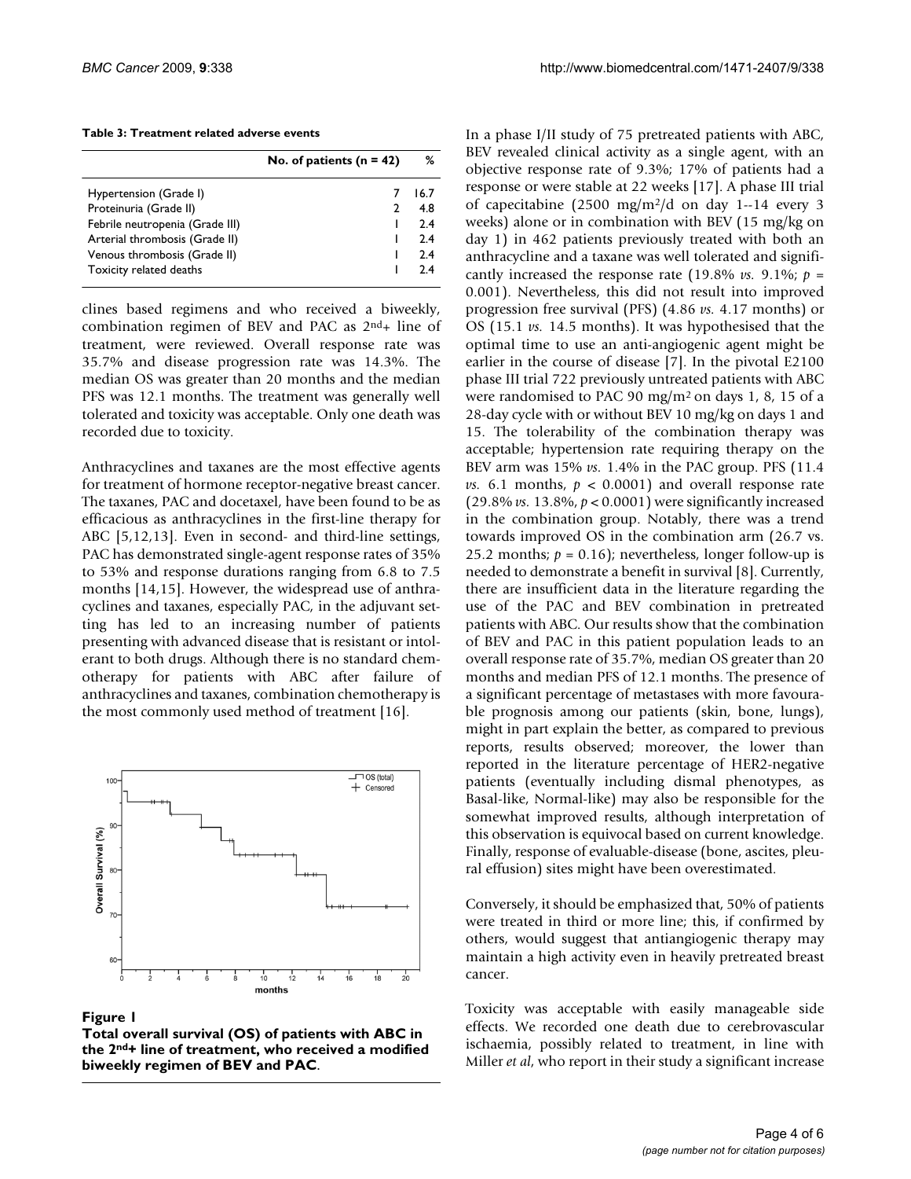**Table 3: Treatment related adverse events**

| | No. of patients (n = 42) | % |
|---|---|---|
| Hypertension (Grade I) | 7 | 16.7 |
| Proteinuria (Grade II) | 2 | 4.8 |
| Febrile neutropenia (Grade III) | 1 | 2.4 |
| Arterial thrombosis (Grade II) | 1 | 2.4 |
| Venous thrombosis (Grade II) | 1 | 2.4 |
| Toxicity related deaths | 1 | 2.4 |

clines based regimens and who received a biweekly, combination regimen of BEV and PAC as 2nd+ line of treatment, were reviewed. Overall response rate was 35.7% and disease progression rate was 14.3%. The median OS was greater than 20 months and the median PFS was 12.1 months. The treatment was generally well tolerated and toxicity was acceptable. Only one death was recorded due to toxicity.

Anthracyclines and taxanes are the most effective agents for treatment of hormone receptor-negative breast cancer. The taxanes, PAC and docetaxel, have been found to be as efficacious as anthracyclines in the first-line therapy for ABC [5,12,13]. Even in second- and third-line settings, PAC has demonstrated single-agent response rates of 35% to 53% and response durations ranging from 6.8 to 7.5 months [14,15]. However, the widespread use of anthracyclines and taxanes, especially PAC, in the adjuvant setting has led to an increasing number of patients presenting with advanced disease that is resistant or intolerant to both drugs. Although there is no standard chemotherapy for patients with ABC after failure of anthracyclines and taxanes, combination chemotherapy is the most commonly used method of treatment [16].

**Figure 1**
**Total overall survival (OS) of patients with ABC in the 2nd+ line of treatment, who received a modified biweekly regimen of BEV and PAC**.

In a phase I/II study of 75 pretreated patients with ABC, BEV revealed clinical activity as a single agent, with an objective response rate of 9.3%; 17% of patients had a response or were stable at 22 weeks [17]. A phase III trial of capecitabine (2500 mg/m$^2$/d on day 1--14 every 3 weeks) alone or in combination with BEV (15 mg/kg on day 1) in 462 patients previously treated with both an anthracycline and a taxane was well tolerated and significantly increased the response rate (19.8% *vs.* 9.1%; $p = 0.001$). Nevertheless, this did not result into improved progression free survival (PFS) (4.86 *vs.* 4.17 months) or OS (15.1 *vs.* 14.5 months). It was hypothesised that the optimal time to use an anti-angiogenic agent might be earlier in the course of disease [7]. In the pivotal E2100 phase III trial 722 previously untreated patients with ABC were randomised to PAC 90 mg/m$^2$ on days 1, 8, 15 of a 28-day cycle with or without BEV 10 mg/kg on days 1 and 15. The tolerability of the combination therapy was acceptable; hypertension rate requiring therapy on the BEV arm was 15% *vs.* 1.4% in the PAC group. PFS (11.4 *vs.* 6.1 months, $p < 0.0001$) and overall response rate (29.8% *vs.* 13.8%, $p < 0.0001$) were significantly increased in the combination group. Notably, there was a trend towards improved OS in the combination arm (26.7 vs. 25.2 months; $p = 0.16$); nevertheless, longer follow-up is needed to demonstrate a benefit in survival [8]. Currently, there are insufficient data in the literature regarding the use of the PAC and BEV combination in pretreated patients with ABC. Our results show that the combination of BEV and PAC in this patient population leads to an overall response rate of 35.7%, median OS greater than 20 months and median PFS of 12.1 months. The presence of a significant percentage of metastases with more favourable prognosis among our patients (skin, bone, lungs), might in part explain the better, as compared to previous reports, results observed; moreover, the lower than reported in the literature percentage of HER2-negative patients (eventually including dismal phenotypes, as Basal-like, Normal-like) may also be responsible for the somewhat improved results, although interpretation of this observation is equivocal based on current knowledge. Finally, response of evaluable-disease (bone, ascites, pleural effusion) sites might have been overestimated.

Conversely, it should be emphasized that, 50% of patients were treated in third or more line; this, if confirmed by others, would suggest that antiangiogenic therapy may maintain a high activity even in heavily pretreated breast cancer.

Toxicity was acceptable with easily manageable side effects. We recorded one death due to cerebrovascular ischaemia, possibly related to treatment, in line with Miller *et al*, who report in their study a significant increase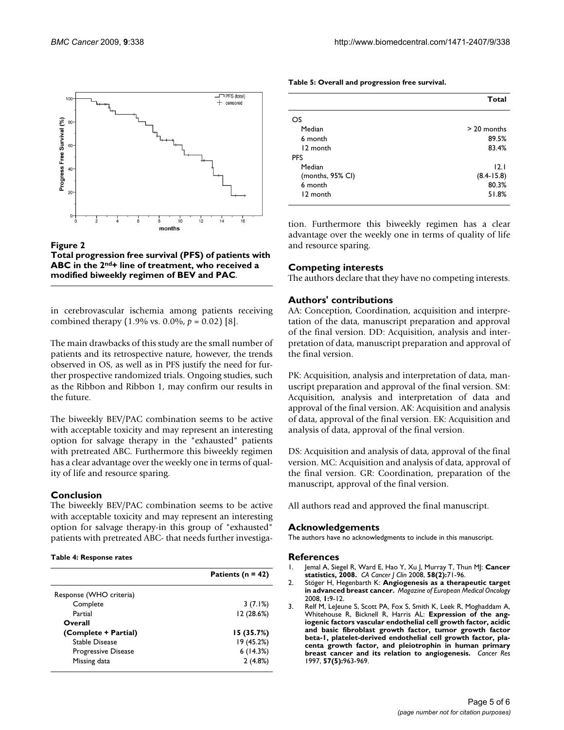**Figure 2**

**Total progression free survival (PFS) of patients with ABC in the 2nd+ line of treatment, who received a modified biweekly regimen of BEV and PAC**.

in cerebrovascular ischemia among patients receiving combined therapy (1.9% vs. 0.0%, $p = 0.02$) [8].

The main drawbacks of this study are the small number of patients and its retrospective nature, however, the trends observed in OS, as well as in PFS justify the need for further prospective randomized trials. Ongoing studies, such as the Ribbon and Ribbon 1, may confirm our results in the future.

The biweekly BEV/PAC combination seems to be active with acceptable toxicity and may represent an interesting option for salvage therapy in the "exhausted" patients with pretreated ABC. Furthermore this biweekly regimen has a clear advantage over the weekly one in terms of quality of life and resource sparing.

## Conclusion

The biweekly BEV/PAC combination seems to be active with acceptable toxicity and may represent an interesting option for salvage therapy-in this group of "exhausted" patients with pretreated ABC- that needs further investigation. Furthermore this biweekly regimen has a clear advantage over the weekly one in terms of quality of life and resource sparing.

**Table 4: Response rates**

| | Patients (n = 42) |
|---|---|
| Response (WHO criteria) | |
| Complete | 3 (7.1%) |
| Partial | 12 (28.6%) |
| **Overall** | |
| **(Complete + Partial)** | **15 (35.7%)** |
| Stable Disease | 19 (45.2%) |
| Progressive Disease | 6 (14.3%) |
| Missing data | 2 (4.8%) |

**Table 5: Overall and progression free survival.**

| | Total |
|---|---|
| OS | |
| Median | > 20 months |
| 6 month | 89.5% |
| 12 month | 83.4% |
| PFS | |
| Median | 12.1 |
| (months, 95% CI) | (8.4-15.8) |
| 6 month | 80.3% |
| 12 month | 51.8% |

## Competing interests

The authors declare that they have no competing interests.

## Authors' contributions

AA: Conception, Coordination, acquisition and interpretation of the data, manuscript preparation and approval of the final version. DD: Acquisition, analysis and interpretation of data, manuscript preparation and approval of the final version.

PK: Acquisition, analysis and interpretation of data, manuscript preparation and approval of the final version. SM: Acquisition, analysis and interpretation of data and approval of the final version. AK: Acquisition and analysis of data, approval of the final version. EK: Acquisition and analysis of data, approval of the final version.

DS: Acquisition and analysis of data, approval of the final version. MC: Acquisition and analysis of data, approval of the final version. GR: Coordination, preparation of the manuscript, approval of the final version.

All authors read and approved the final manuscript.

## Acknowledgements

The authors have no acknowledgments to include in this manuscript.

## References

1. Jemal A, Siegel R, Ward E, Hao Y, Xu J, Murray T, Thun MJ: **Cancer statistics, 2008.** *CA Cancer J Clin* 2008, **58(2):**71-96.
2. Stöger H, Hegenbarth K: **Angiogenesis as a therapeutic target in advanced breast cancer.** *Magazine of European Medical Oncology* 2008, **1:**9-12.
3. Relf M, LeJeune S, Scott PA, Fox S, Smith K, Leek R, Moghaddam A, Whitehouse R, Bicknell R, Harris AL: **Expression of the angiogenic factors vascular endothelial cell growth factor, acidic and basic fibroblast growth factor, tumor growth factor beta-1, platelet-derived endothelial cell growth factor, placenta growth factor, and pleiotrophin in human primary breast cancer and its relation to angiogenesis.** *Cancer Res* 1997, **57(5):**963-969.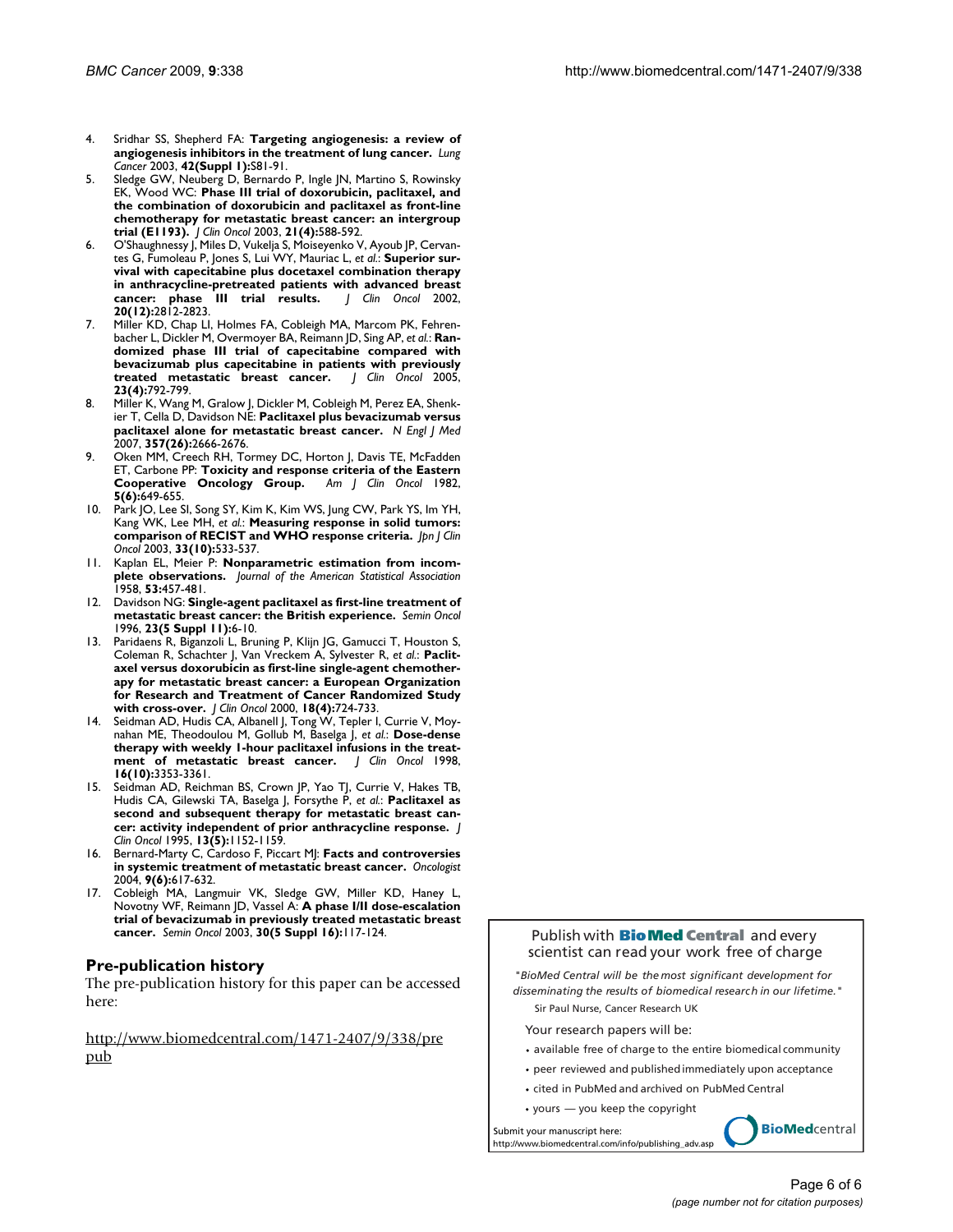4. Sridhar SS, Shepherd FA: **Targeting angiogenesis: a review of angiogenesis inhibitors in the treatment of lung cancer.** *Lung Cancer* 2003, **42(Suppl 1):**S81-91.
5. Sledge GW, Neuberg D, Bernardo P, Ingle JN, Martino S, Rowinsky EK, Wood WC: **Phase III trial of doxorubicin, paclitaxel, and the combination of doxorubicin and paclitaxel as front-line chemotherapy for metastatic breast cancer: an intergroup trial (E1193).** *J Clin Oncol* 2003, **21(4):**588-592.
6. O'Shaughnessy J, Miles D, Vukelja S, Moiseyenko V, Ayoub JP, Cervantes G, Fumoleau P, Jones S, Lui WY, Mauriac L, *et al.*: **Superior survival with capecitabine plus docetaxel combination therapy in anthracycline-pretreated patients with advanced breast cancer: phase III trial results.** *J Clin Oncol* 2002, **20(12):**2812-2823.
7. Miller KD, Chap LI, Holmes FA, Cobleigh MA, Marcom PK, Fehrenbacher L, Dickler M, Overmoyer BA, Reimann JD, Sing AP, *et al.*: **Randomized phase III trial of capecitabine compared with bevacizumab plus capecitabine in patients with previously treated metastatic breast cancer.** *J Clin Oncol* 2005, **23(4):**792-799.
8. Miller K, Wang M, Gralow J, Dickler M, Cobleigh M, Perez EA, Shenkier T, Cella D, Davidson NE: **Paclitaxel plus bevacizumab versus paclitaxel alone for metastatic breast cancer.** *N Engl J Med* 2007, **357(26):**2666-2676.
9. Oken MM, Creech RH, Tormey DC, Horton J, Davis TE, McFadden ET, Carbone PP: **Toxicity and response criteria of the Eastern Cooperative Oncology Group.** *Am J Clin Oncol* 1982, **5(6):**649-655.
10. Park JO, Lee SI, Song SY, Kim K, Kim WS, Jung CW, Park YS, Im YH, Kang WK, Lee MH, *et al.*: **Measuring response in solid tumors: comparison of RECIST and WHO response criteria.** *Jpn J Clin Oncol* 2003, **33(10):**533-537.
11. Kaplan EL, Meier P: **Nonparametric estimation from incomplete observations.** *Journal of the American Statistical Association* 1958, **53:**457-481.
12. Davidson NG: **Single-agent paclitaxel as first-line treatment of metastatic breast cancer: the British experience.** *Semin Oncol* 1996, **23(5 Suppl 11):**6-10.
13. Paridaens R, Biganzoli L, Bruning P, Klijn JG, Gamucci T, Houston S, Coleman R, Schachter J, Van Vreckem A, Sylvester R, *et al.*: **Paclitaxel versus doxorubicin as first-line single-agent chemotherapy for metastatic breast cancer: a European Organization for Research and Treatment of Cancer Randomized Study with cross-over.** *J Clin Oncol* 2000, **18(4):**724-733.
14. Seidman AD, Hudis CA, Albanell J, Tong W, Tepler I, Currie V, Moynahan ME, Theodoulou M, Gollub M, Baselga J, *et al.*: **Dose-dense therapy with weekly 1-hour paclitaxel infusions in the treatment of metastatic breast cancer.** *J Clin Oncol* 1998, **16(10):**3353-3361.
15. Seidman AD, Reichman BS, Crown JP, Yao TJ, Currie V, Hakes TB, Hudis CA, Gilewski TA, Baselga J, Forsythe P, *et al.*: **Paclitaxel as second and subsequent therapy for metastatic breast cancer: activity independent of prior anthracycline response.** *J Clin Oncol* 1995, **13(5):**1152-1159.
16. Bernard-Marty C, Cardoso F, Piccart MJ: **Facts and controversies in systemic treatment of metastatic breast cancer.** *Oncologist* 2004, **9(6):**617-632.
17. Cobleigh MA, Langmuir VK, Sledge GW, Miller KD, Haney L, Novotny WF, Reimann JD, Vassel A: **A phase I/II dose-escalation trial of bevacizumab in previously treated metastatic breast cancer.** *Semin Oncol* 2003, **30(5 Suppl 16):**117-124.

## Pre-publication history

The pre-publication history for this paper can be accessed here:

http://www.biomedcentral.com/1471-2407/9/338/prepub

Publish with **BioMed Central** and every scientist can read your work free of charge

*"BioMed Central will be the most significant development for disseminating the results of biomedical research in our lifetime."*

Sir Paul Nurse, Cancer Research UK

Your research papers will be:

- available free of charge to the entire biomedical community
- peer reviewed and published immediately upon acceptance
- cited in PubMed and archived on PubMed Central
- yours — you keep the copyright

Submit your manuscript here:
http://www.biomedcentral.com/info/publishing_adv.asp

BioMedcentral